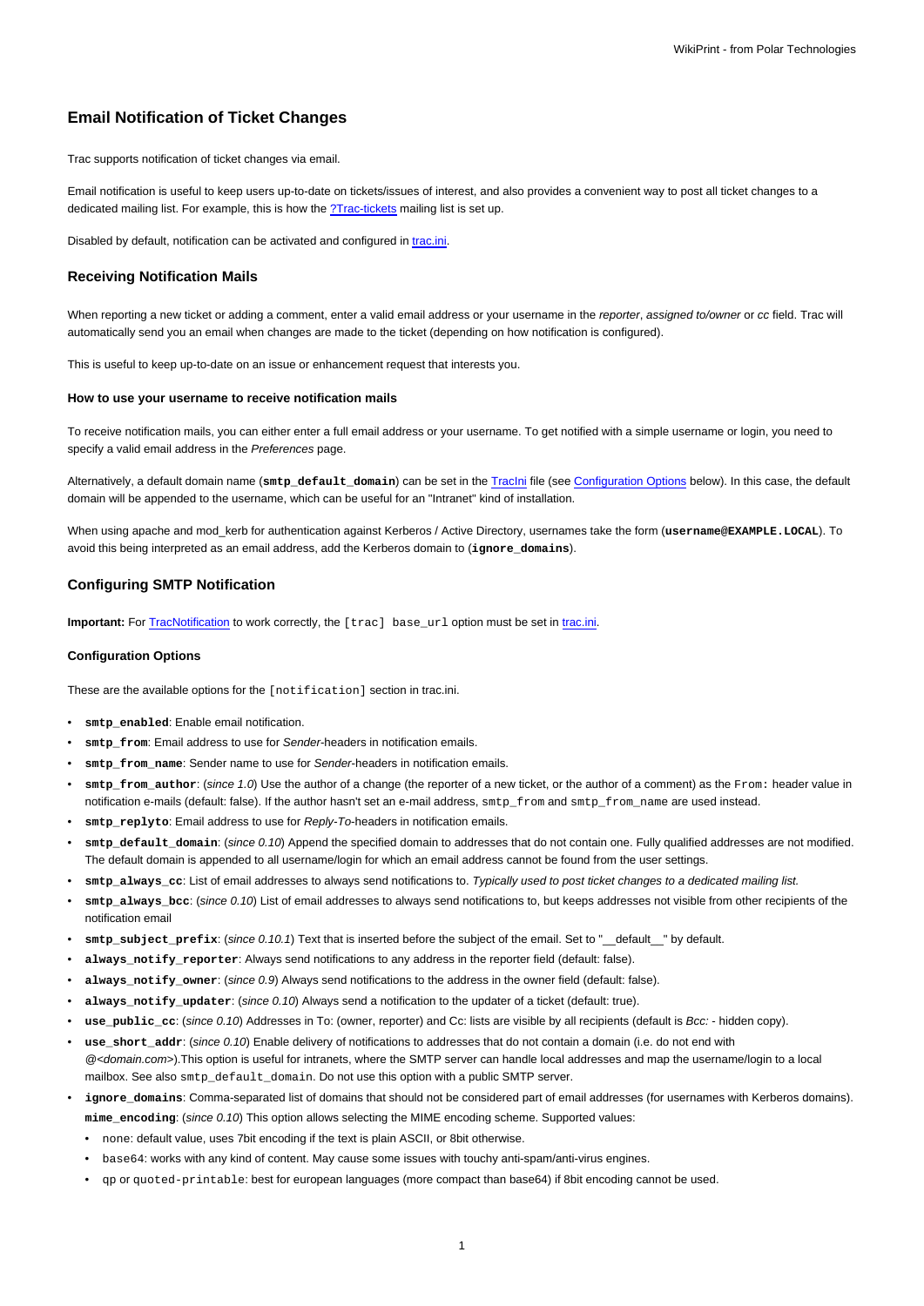# Email Notification of Ticket Changes

Trac supports notification of ticket changes via email.

Email notification is useful to keep users up-to-date on tickets/issues of interest, and also provides a convenient way to post all ticket changes to a dedicated mailing list. For example, this is how the ?Trac-tickets mailing list is set up.

Disabled by default, notification can be activated and configured in trac.ini.

## Receiving Notification Mails

When reporting a new ticket or adding a comment, enter a valid email address or your username in the *reporter*, *assigned to/owner* or *cc* field. Trac will automatically send you an email when changes are made to the ticket (depending on how notification is configured).

This is useful to keep up-to-date on an issue or enhancement request that interests you.

### How to use your username to receive notification mails

To receive notification mails, you can either enter a full email address or your username. To get notified with a simple username or login, you need to specify a valid email address in the *Preferences* page.

Alternatively, a default domain name (**`smtp_default_domain`**) can be set in the TracIni file (see Configuration Options below). In this case, the default domain will be appended to the username, which can be useful for an "Intranet" kind of installation.

When using apache and mod_kerb for authentication against Kerberos / Active Directory, usernames take the form (**`username@EXAMPLE.LOCAL`**). To avoid this being interpreted as an email address, add the Kerberos domain to (**`ignore_domains`**).

## Configuring SMTP Notification

**Important:** For TracNotification to work correctly, the `[trac] base_url` option must be set in trac.ini.

### Configuration Options

These are the available options for the `[notification]` section in trac.ini.

- **`smtp_enabled`**: Enable email notification.
- **`smtp_from`**: Email address to use for *Sender*-headers in notification emails.
- **`smtp_from_name`**: Sender name to use for *Sender*-headers in notification emails.
- **`smtp_from_author`**: (*since 1.0*) Use the author of a change (the reporter of a new ticket, or the author of a comment) as the `From:` header value in notification e-mails (default: false). If the author hasn't set an e-mail address, `smtp_from` and `smtp_from_name` are used instead.
- **`smtp_replyto`**: Email address to use for *Reply-To*-headers in notification emails.
- **`smtp_default_domain`**: (*since 0.10*) Append the specified domain to addresses that do not contain one. Fully qualified addresses are not modified. The default domain is appended to all username/login for which an email address cannot be found from the user settings.
- **`smtp_always_cc`**: List of email addresses to always send notifications to. *Typically used to post ticket changes to a dedicated mailing list.*
- **`smtp_always_bcc`**: (*since 0.10*) List of email addresses to always send notifications to, but keeps addresses not visible from other recipients of the notification email
- **`smtp_subject_prefix`**: (*since 0.10.1*) Text that is inserted before the subject of the email. Set to "__default__" by default.
- **`always_notify_reporter`**: Always send notifications to any address in the reporter field (default: false).
- **`always_notify_owner`**: (*since 0.9*) Always send notifications to the address in the owner field (default: false).
- **`always_notify_updater`**: (*since 0.10*) Always send a notification to the updater of a ticket (default: true).
- **`use_public_cc`**: (*since 0.10*) Addresses in To: (owner, reporter) and Cc: lists are visible by all recipients (default is *Bcc:* - hidden copy).
- **`use_short_addr`**: (*since 0.10*) Enable delivery of notifications to addresses that do not contain a domain (i.e. do not end with *@<domain.com>*).This option is useful for intranets, where the SMTP server can handle local addresses and map the username/login to a local mailbox. See also `smtp_default_domain`. Do not use this option with a public SMTP server.
- **`ignore_domains`**: Comma-separated list of domains that should not be considered part of email addresses (for usernames with Kerberos domains). **`mime_encoding`**: (*since 0.10*) This option allows selecting the MIME encoding scheme. Supported values:
  - `none`: default value, uses 7bit encoding if the text is plain ASCII, or 8bit otherwise.
  - `base64`: works with any kind of content. May cause some issues with touchy anti-spam/anti-virus engines.
  - `qp` or `quoted-printable`: best for european languages (more compact than base64) if 8bit encoding cannot be used.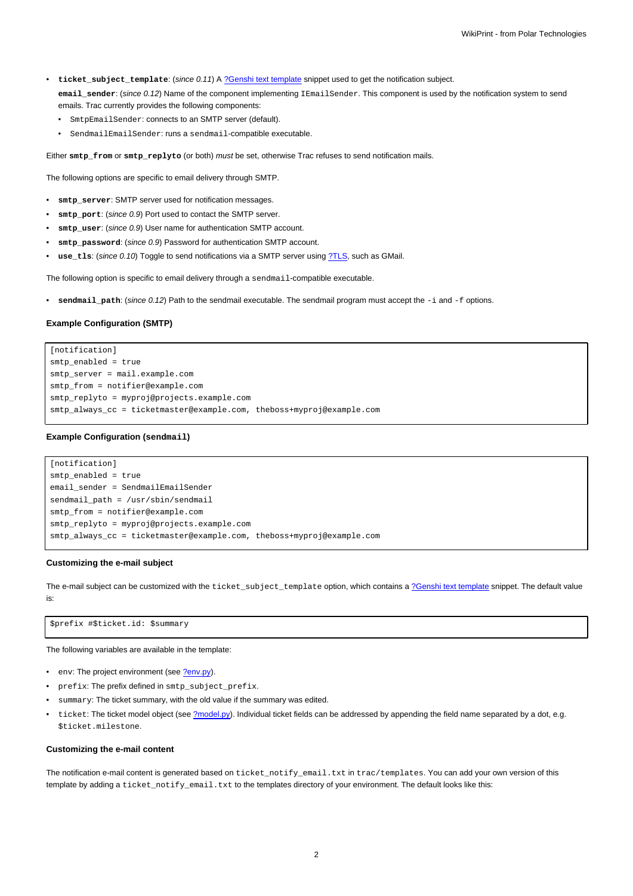- **`ticket_subject_template`**: (*since 0.11*) A ?Genshi text template snippet used to get the notification subject.

  **`email_sender`**: (*since 0.12*) Name of the component implementing `IEmailSender`. This component is used by the notification system to send emails. Trac currently provides the following components:
  - `SmtpEmailSender`: connects to an SMTP server (default).
  - `SendmailEmailSender`: runs a `sendmail`-compatible executable.

Either **`smtp_from`** or **`smtp_replyto`** (or both) *must* be set, otherwise Trac refuses to send notification mails.

The following options are specific to email delivery through SMTP.

- **`smtp_server`**: SMTP server used for notification messages.
- **`smtp_port`**: (*since 0.9*) Port used to contact the SMTP server.
- **`smtp_user`**: (*since 0.9*) User name for authentication SMTP account.
- **`smtp_password`**: (*since 0.9*) Password for authentication SMTP account.
- **`use_tls`**: (*since 0.10*) Toggle to send notifications via a SMTP server using ?TLS, such as GMail.

The following option is specific to email delivery through a `sendmail`-compatible executable.

- **`sendmail_path`**: (*since 0.12*) Path to the sendmail executable. The sendmail program must accept the `-i` and `-f` options.

#### Example Configuration (SMTP)

```
[notification]
smtp_enabled = true
smtp_server = mail.example.com
smtp_from = notifier@example.com
smtp_replyto = myproj@projects.example.com
smtp_always_cc = ticketmaster@example.com, theboss+myproj@example.com
```

#### Example Configuration (`sendmail`)

```
[notification]
smtp_enabled = true
email_sender = SendmailEmailSender
sendmail_path = /usr/sbin/sendmail
smtp_from = notifier@example.com
smtp_replyto = myproj@projects.example.com
smtp_always_cc = ticketmaster@example.com, theboss+myproj@example.com
```

#### Customizing the e-mail subject

The e-mail subject can be customized with the `ticket_subject_template` option, which contains a ?Genshi text template snippet. The default value is:

```
$prefix #$ticket.id: $summary
```

The following variables are available in the template:

- `env`: The project environment (see ?env.py).
- `prefix`: The prefix defined in `smtp_subject_prefix`.
- `summary`: The ticket summary, with the old value if the summary was edited.
- `ticket`: The ticket model object (see ?model.py). Individual ticket fields can be addressed by appending the field name separated by a dot, e.g. `$ticket.milestone`.

#### Customizing the e-mail content

The notification e-mail content is generated based on `ticket_notify_email.txt` in `trac/templates`. You can add your own version of this template by adding a `ticket_notify_email.txt` to the templates directory of your environment. The default looks like this: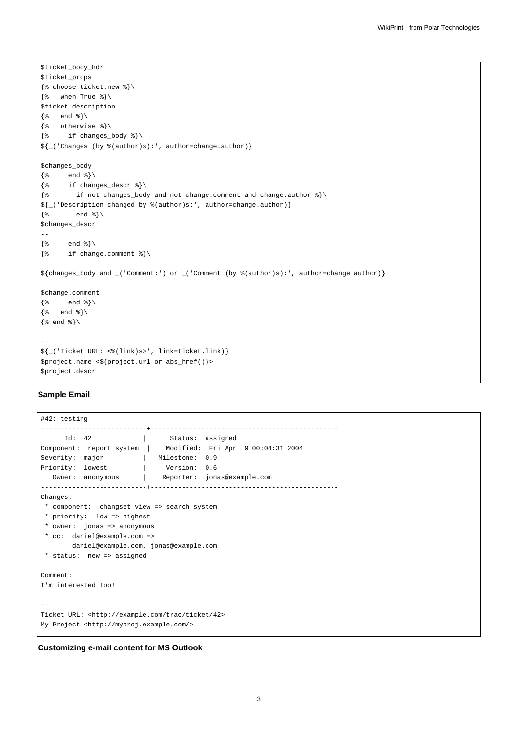```
$ticket_body_hdr
$ticket_props
{% choose ticket.new %}\
{%   when True %}\
$ticket.description
{%   end %}\
{%   otherwise %}\
{%     if changes_body %}\
${_('Changes (by %(author)s):', author=change.author)}

$changes_body
{%     end %}\
{%     if changes_descr %}\
{%       if not changes_body and not change.comment and change.author %}\
${_('Description changed by %(author)s:', author=change.author)}
{%       end %}\
$changes_descr
--
{%     end %}\
{%     if change.comment %}\

${changes_body and _('Comment:') or _('Comment (by %(author)s):', author=change.author)}

$change.comment
{%     end %}\
{%   end %}\
{% end %}\

--
${_('Ticket URL: <%(link)s>', link=ticket.link)}
$project.name <${project.url or abs_href()}>
$project.descr
```

#### Sample Email

```
#42: testing
---------------------------+------------------------------------------------
      Id:  42              |      Status:  assigned
Component:  report system  |    Modified:  Fri Apr  9 00:04:31 2004
Severity:  major           |   Milestone:  0.9
Priority:  lowest          |     Version:  0.6
   Owner:  anonymous       |    Reporter:  jonas@example.com
---------------------------+------------------------------------------------
Changes:
 * component:  changset view => search system
 * priority:  low => highest
 * owner:  jonas => anonymous
 * cc:  daniel@example.com =>
        daniel@example.com, jonas@example.com
 * status:  new => assigned

Comment:
I'm interested too!

--
Ticket URL: <http://example.com/trac/ticket/42>
My Project <http://myproj.example.com/>
```

#### Customizing e-mail content for MS Outlook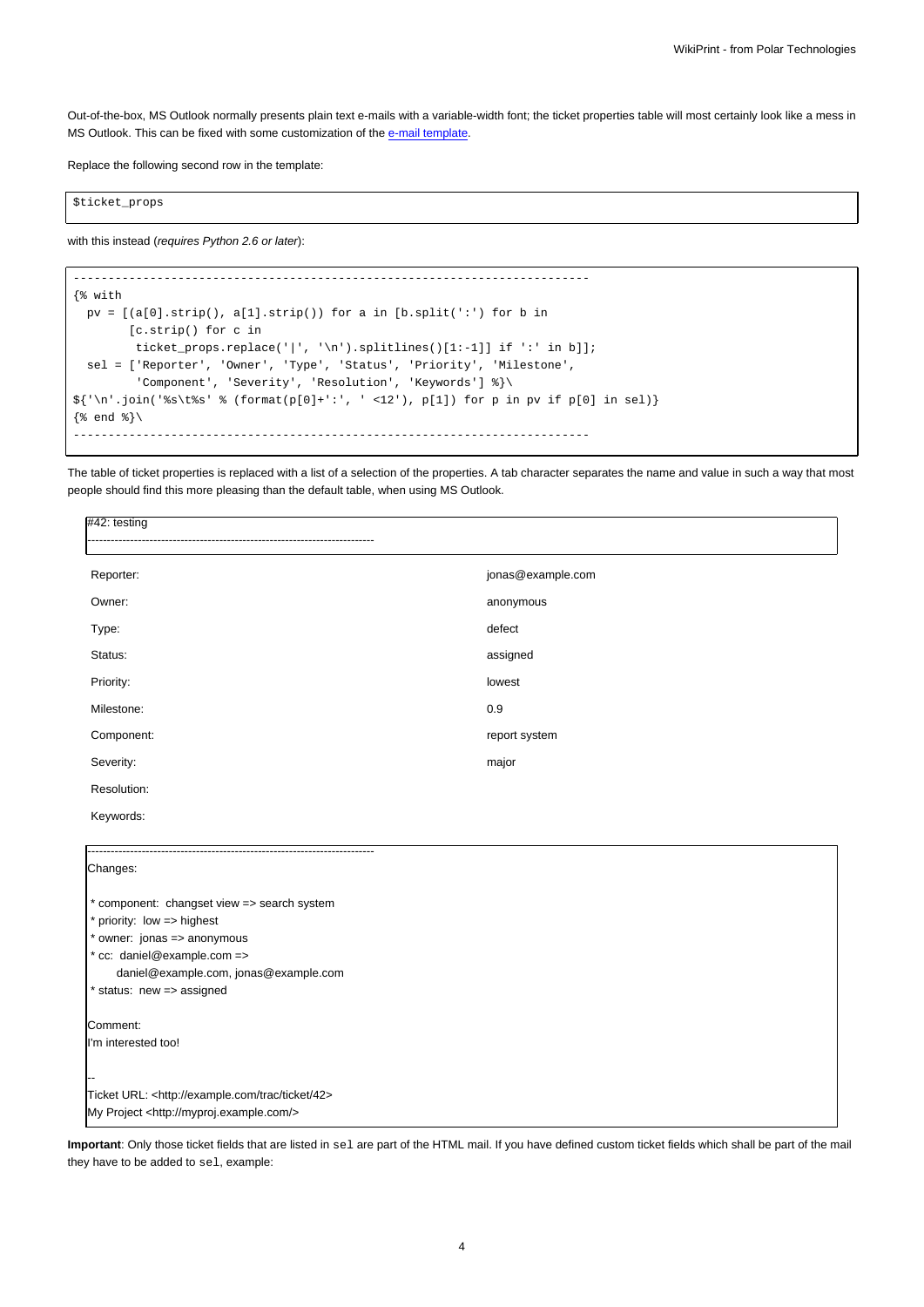Out-of-the-box, MS Outlook normally presents plain text e-mails with a variable-width font; the ticket properties table will most certainly look like a mess in MS Outlook. This can be fixed with some customization of the e-mail template.

Replace the following second row in the template:

```
$ticket_props
```

with this instead (*requires Python 2.6 or later*):

```
--------------------------------------------------------------------------
{% with
  pv = [(a[0].strip(), a[1].strip()) for a in [b.split(':') for b in
        [c.strip() for c in
         ticket_props.replace('|', '\n').splitlines()[1:-1]] if ':' in b]];
  sel = ['Reporter', 'Owner', 'Type', 'Status', 'Priority', 'Milestone',
         'Component', 'Severity', 'Resolution', 'Keywords'] %}\
${'\n'.join('%s\t%s' % (format(p[0]+':', ' <12'), p[1]) for p in pv if p[0] in sel)}
{% end %}\
--------------------------------------------------------------------------
```

The table of ticket properties is replaced with a list of a selection of the properties. A tab character separates the name and value in such a way that most people should find this more pleasing than the default table, when using MS Outlook.

```
#42: testing
--------------------------------------------------------------------------
```

| | |
|---|---|
| Reporter: | jonas@example.com |
| Owner: | anonymous |
| Type: | defect |
| Status: | assigned |
| Priority: | lowest |
| Milestone: | 0.9 |
| Component: | report system |
| Severity: | major |
| Resolution: | |
| Keywords: | |

```
--------------------------------------------------------------------------
Changes:

* component:  changset view => search system
* priority:  low => highest
* owner:  jonas => anonymous
* cc:  daniel@example.com =>
      daniel@example.com, jonas@example.com
* status:  new => assigned

Comment:
I'm interested too!

--
Ticket URL: <http://example.com/trac/ticket/42>
My Project <http://myproj.example.com/>
```

**Important**: Only those ticket fields that are listed in `sel` are part of the HTML mail. If you have defined custom ticket fields which shall be part of the mail they have to be added to `sel`, example: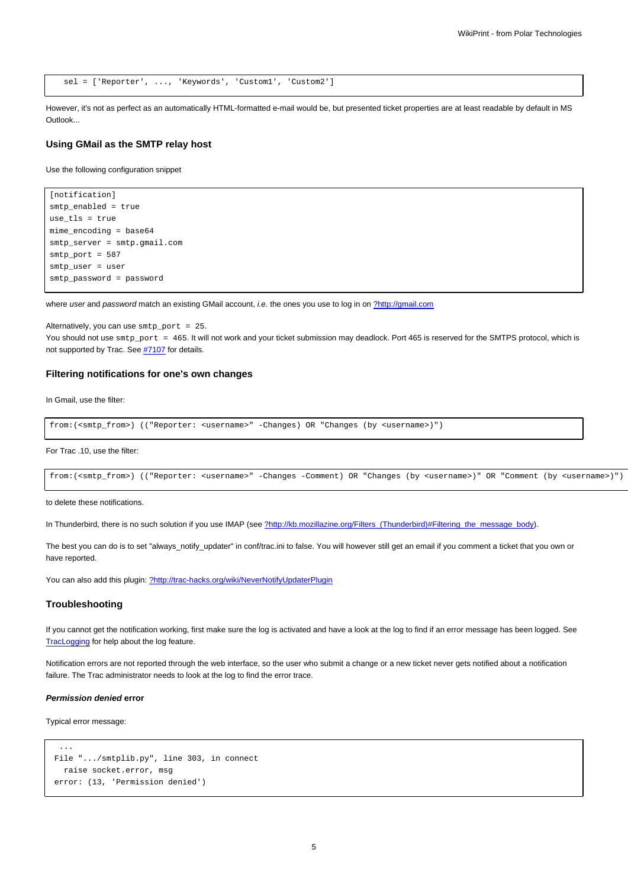```
sel = ['Reporter', ..., 'Keywords', 'Custom1', 'Custom2']
```

However, it's not as perfect as an automatically HTML-formatted e-mail would be, but presented ticket properties are at least readable by default in MS Outlook...

### Using GMail as the SMTP relay host

Use the following configuration snippet

```
[notification]
smtp_enabled = true
use_tls = true
mime_encoding = base64
smtp_server = smtp.gmail.com
smtp_port = 587
smtp_user = user
smtp_password = password
```

where *user* and *password* match an existing GMail account, *i.e.* the ones you use to log in on [?http://gmail.com](http://gmail.com)

Alternatively, you can use `smtp_port = 25`.
You should not use `smtp_port = 465`. It will not work and your ticket submission may deadlock. Port 465 is reserved for the SMTPS protocol, which is not supported by Trac. See [#7107](#7107) for details.

### Filtering notifications for one's own changes

In Gmail, use the filter:

```
from:(<smtp_from>) (("Reporter: <username>" -Changes) OR "Changes (by <username>)")
```

For Trac .10, use the filter:

```
from:(<smtp_from>) (("Reporter: <username>" -Changes -Comment) OR "Changes (by <username>)" OR "Comment (by <username>)")
```

to delete these notifications.

In Thunderbird, there is no such solution if you use IMAP (see [?http://kb.mozillazine.org/Filters_(Thunderbird)#Filtering_the_message_body](http://kb.mozillazine.org/Filters_(Thunderbird)#Filtering_the_message_body)).

The best you can do is to set "always_notify_updater" in conf/trac.ini to false. You will however still get an email if you comment a ticket that you own or have reported.

You can also add this plugin: [?http://trac-hacks.org/wiki/NeverNotifyUpdaterPlugin](http://trac-hacks.org/wiki/NeverNotifyUpdaterPlugin)

### Troubleshooting

If you cannot get the notification working, first make sure the log is activated and have a look at the log to find if an error message has been logged. See [TracLogging](TracLogging) for help about the log feature.

Notification errors are not reported through the web interface, so the user who submit a change or a new ticket never gets notified about a notification failure. The Trac administrator needs to look at the log to find the error trace.

#### *Permission denied* error

Typical error message:

```
  ...
 File ".../smtplib.py", line 303, in connect
   raise socket.error, msg
 error: (13, 'Permission denied')
```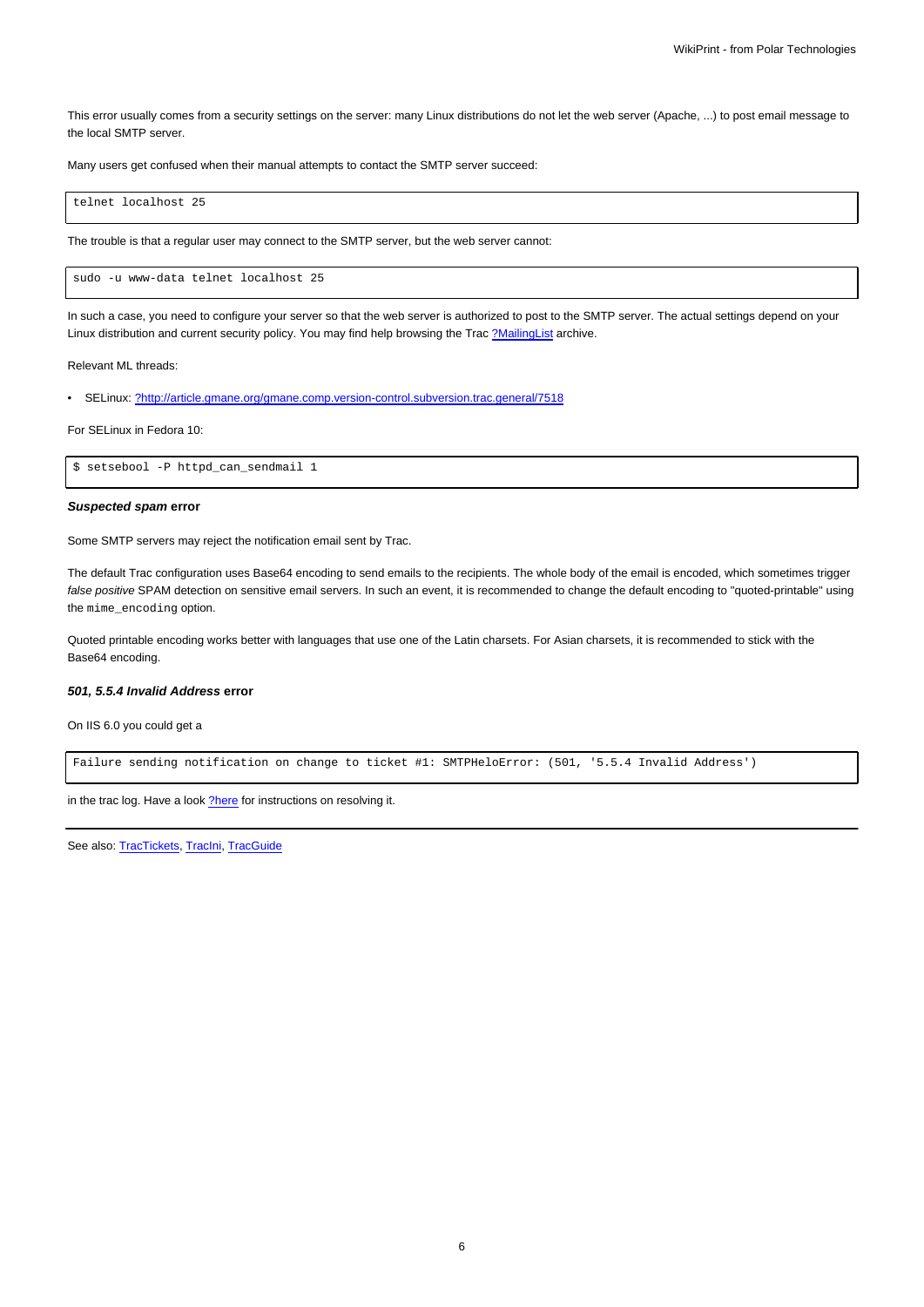This error usually comes from a security settings on the server: many Linux distributions do not let the web server (Apache, ...) to post email message to the local SMTP server.

Many users get confused when their manual attempts to contact the SMTP server succeed:

```
telnet localhost 25
```

The trouble is that a regular user may connect to the SMTP server, but the web server cannot:

```
sudo -u www-data telnet localhost 25
```

In such a case, you need to configure your server so that the web server is authorized to post to the SMTP server. The actual settings depend on your Linux distribution and current security policy. You may find help browsing the Trac ?MailingList archive.

Relevant ML threads:

- SELinux: ?http://article.gmane.org/gmane.comp.version-control.subversion.trac.general/7518

For SELinux in Fedora 10:

```
$ setsebool -P httpd_can_sendmail 1
```

#### *Suspected spam* error

Some SMTP servers may reject the notification email sent by Trac.

The default Trac configuration uses Base64 encoding to send emails to the recipients. The whole body of the email is encoded, which sometimes trigger *false positive* SPAM detection on sensitive email servers. In such an event, it is recommended to change the default encoding to "quoted-printable" using the `mime_encoding` option.

Quoted printable encoding works better with languages that use one of the Latin charsets. For Asian charsets, it is recommended to stick with the Base64 encoding.

#### *501, 5.5.4 Invalid Address* error

On IIS 6.0 you could get a

```
Failure sending notification on change to ticket #1: SMTPHeloError: (501, '5.5.4 Invalid Address')
```

in the trac log. Have a look ?here for instructions on resolving it.

---

See also: TracTickets, TracIni, TracGuide